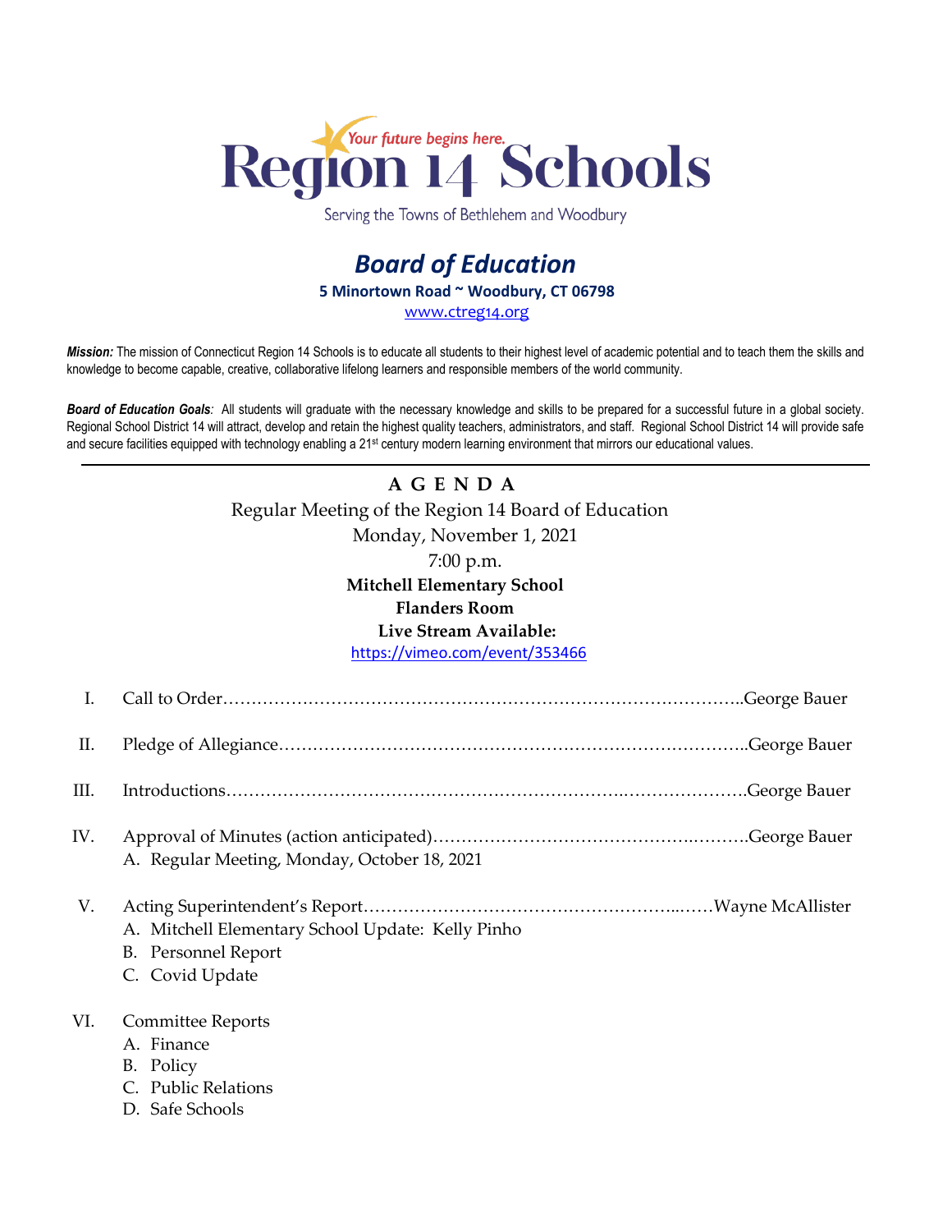# Region 14 Schools

*Your future begins here.*

Serving the Towns of Bethlehem and Woodbury

## *Board of Education*

**5 Minortown Road ~ Woodbury, CT 06798**

www.ctreg14.org

***Mission:*** The mission of Connecticut Region 14 Schools is to educate all students to their highest level of academic potential and to teach them the skills and knowledge to become capable, creative, collaborative lifelong learners and responsible members of the world community.

***Board of Education Goals**:* All students will graduate with the necessary knowledge and skills to be prepared for a successful future in a global society. Regional School District 14 will attract, develop and retain the highest quality teachers, administrators, and staff. Regional School District 14 will provide safe and secure facilities equipped with technology enabling a 21st century modern learning environment that mirrors our educational values.

---

**A G E N D A**

Regular Meeting of the Region 14 Board of Education

Monday, November 1, 2021

7:00 p.m.

**Mitchell Elementary School**

**Flanders Room**

**Live Stream Available:**

https://vimeo.com/event/353466

I. Call to Order……………………………………………………………………………..George Bauer

II. Pledge of Allegiance………………………………………………………………………..George Bauer

III. Introductions……………………………………………………………..………………….George Bauer

IV. Approval of Minutes (action anticipated)……………………………………….……….George Bauer
   A. Regular Meeting, Monday, October 18, 2021

V. Acting Superintendent's Report……………………………………………...……Wayne McAllister
   A. Mitchell Elementary School Update: Kelly Pinho
   B. Personnel Report
   C. Covid Update

VI. Committee Reports
   A. Finance
   B. Policy
   C. Public Relations
   D. Safe Schools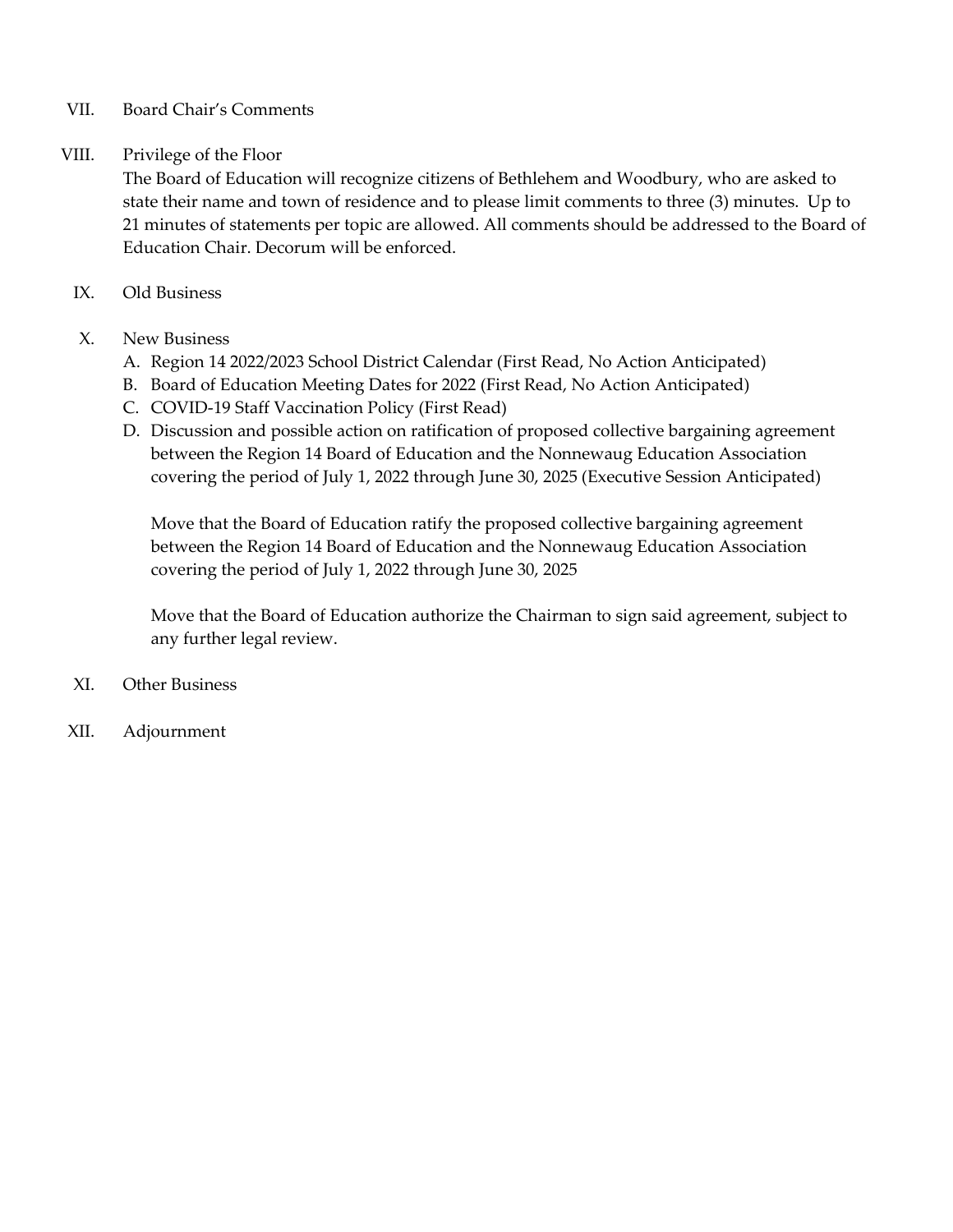VII. Board Chair's Comments

VIII. Privilege of the Floor

The Board of Education will recognize citizens of Bethlehem and Woodbury, who are asked to state their name and town of residence and to please limit comments to three (3) minutes. Up to 21 minutes of statements per topic are allowed. All comments should be addressed to the Board of Education Chair. Decorum will be enforced.

IX. Old Business

X. New Business

A. Region 14 2022/2023 School District Calendar (First Read, No Action Anticipated)

B. Board of Education Meeting Dates for 2022 (First Read, No Action Anticipated)

C. COVID-19 Staff Vaccination Policy (First Read)

D. Discussion and possible action on ratification of proposed collective bargaining agreement between the Region 14 Board of Education and the Nonnewaug Education Association covering the period of July 1, 2022 through June 30, 2025 (Executive Session Anticipated)

Move that the Board of Education ratify the proposed collective bargaining agreement between the Region 14 Board of Education and the Nonnewaug Education Association covering the period of July 1, 2022 through June 30, 2025

Move that the Board of Education authorize the Chairman to sign said agreement, subject to any further legal review.

XI. Other Business

XII. Adjournment